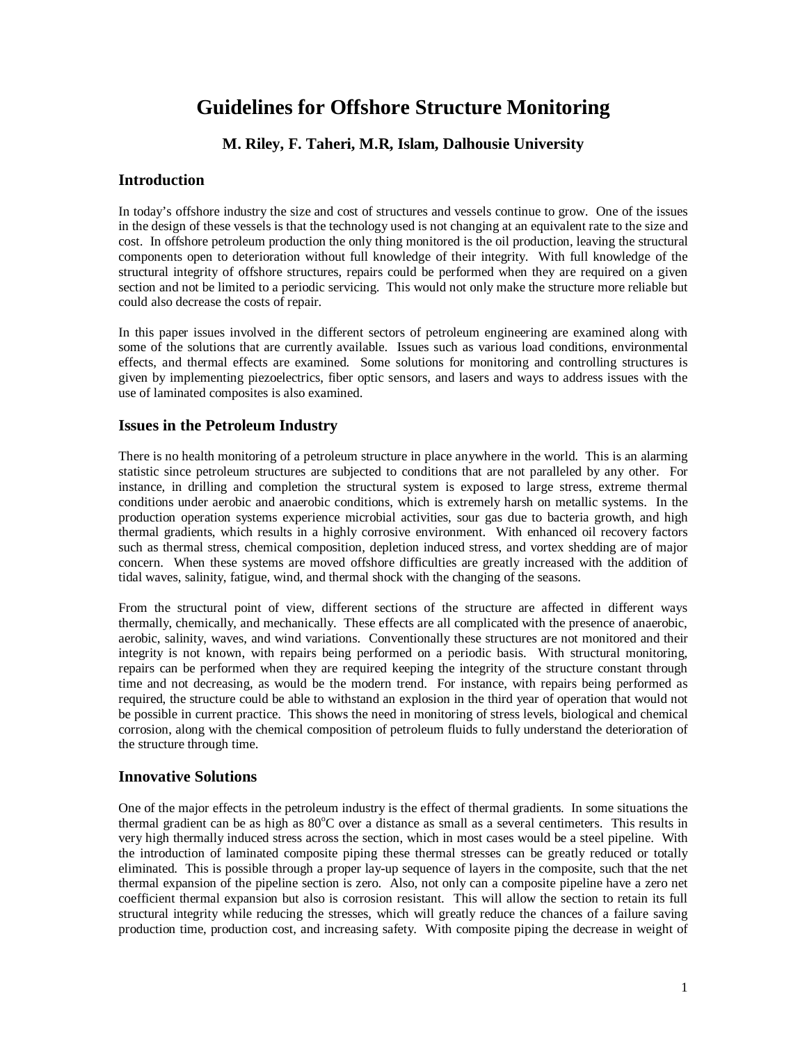# Guidelines for Offshore Structure Monitoring

**M. Riley, F. Taheri, M.R, Islam, Dalhousie University**

## Introduction

In today's offshore industry the size and cost of structures and vessels continue to grow. One of the issues in the design of these vessels is that the technology used is not changing at an equivalent rate to the size and cost. In offshore petroleum production the only thing monitored is the oil production, leaving the structural components open to deterioration without full knowledge of their integrity. With full knowledge of the structural integrity of offshore structures, repairs could be performed when they are required on a given section and not be limited to a periodic servicing. This would not only make the structure more reliable but could also decrease the costs of repair.

In this paper issues involved in the different sectors of petroleum engineering are examined along with some of the solutions that are currently available. Issues such as various load conditions, environmental effects, and thermal effects are examined. Some solutions for monitoring and controlling structures is given by implementing piezoelectrics, fiber optic sensors, and lasers and ways to address issues with the use of laminated composites is also examined.

## Issues in the Petroleum Industry

There is no health monitoring of a petroleum structure in place anywhere in the world. This is an alarming statistic since petroleum structures are subjected to conditions that are not paralleled by any other. For instance, in drilling and completion the structural system is exposed to large stress, extreme thermal conditions under aerobic and anaerobic conditions, which is extremely harsh on metallic systems. In the production operation systems experience microbial activities, sour gas due to bacteria growth, and high thermal gradients, which results in a highly corrosive environment. With enhanced oil recovery factors such as thermal stress, chemical composition, depletion induced stress, and vortex shedding are of major concern. When these systems are moved offshore difficulties are greatly increased with the addition of tidal waves, salinity, fatigue, wind, and thermal shock with the changing of the seasons.

From the structural point of view, different sections of the structure are affected in different ways thermally, chemically, and mechanically. These effects are all complicated with the presence of anaerobic, aerobic, salinity, waves, and wind variations. Conventionally these structures are not monitored and their integrity is not known, with repairs being performed on a periodic basis. With structural monitoring, repairs can be performed when they are required keeping the integrity of the structure constant through time and not decreasing, as would be the modern trend. For instance, with repairs being performed as required, the structure could be able to withstand an explosion in the third year of operation that would not be possible in current practice. This shows the need in monitoring of stress levels, biological and chemical corrosion, along with the chemical composition of petroleum fluids to fully understand the deterioration of the structure through time.

## Innovative Solutions

One of the major effects in the petroleum industry is the effect of thermal gradients. In some situations the thermal gradient can be as high as 80$^{o}$C over a distance as small as a several centimeters. This results in very high thermally induced stress across the section, which in most cases would be a steel pipeline. With the introduction of laminated composite piping these thermal stresses can be greatly reduced or totally eliminated. This is possible through a proper lay-up sequence of layers in the composite, such that the net thermal expansion of the pipeline section is zero. Also, not only can a composite pipeline have a zero net coefficient thermal expansion but also is corrosion resistant. This will allow the section to retain its full structural integrity while reducing the stresses, which will greatly reduce the chances of a failure saving production time, production cost, and increasing safety. With composite piping the decrease in weight of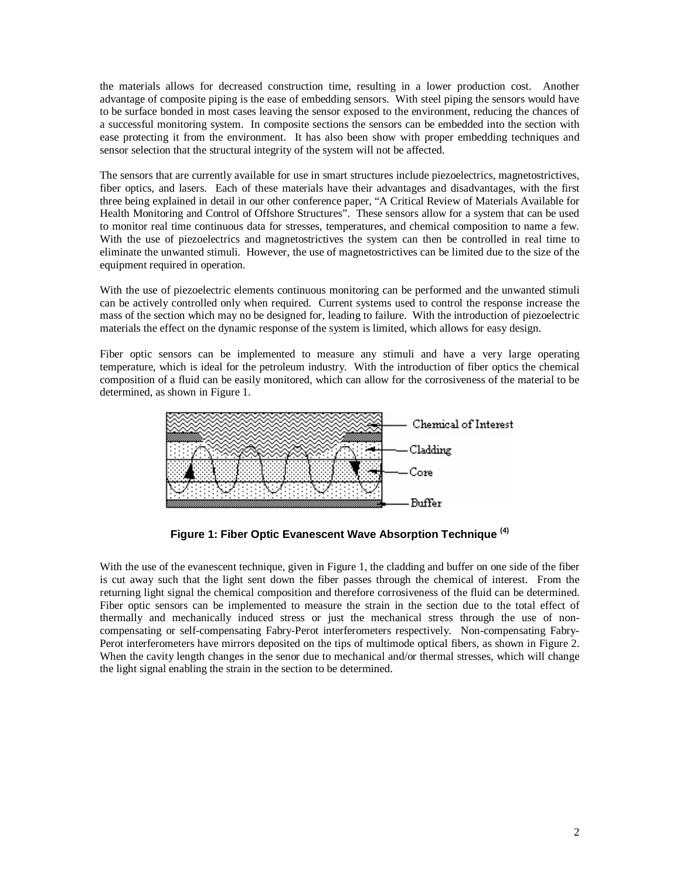the materials allows for decreased construction time, resulting in a lower production cost. Another advantage of composite piping is the ease of embedding sensors. With steel piping the sensors would have to be surface bonded in most cases leaving the sensor exposed to the environment, reducing the chances of a successful monitoring system. In composite sections the sensors can be embedded into the section with ease protecting it from the environment. It has also been show with proper embedding techniques and sensor selection that the structural integrity of the system will not be affected.

The sensors that are currently available for use in smart structures include piezoelectrics, magnetostrictives, fiber optics, and lasers. Each of these materials have their advantages and disadvantages, with the first three being explained in detail in our other conference paper, "A Critical Review of Materials Available for Health Monitoring and Control of Offshore Structures". These sensors allow for a system that can be used to monitor real time continuous data for stresses, temperatures, and chemical composition to name a few. With the use of piezoelectrics and magnetostrictives the system can then be controlled in real time to eliminate the unwanted stimuli. However, the use of magnetostrictives can be limited due to the size of the equipment required in operation.

With the use of piezoelectric elements continuous monitoring can be performed and the unwanted stimuli can be actively controlled only when required. Current systems used to control the response increase the mass of the section which may no be designed for, leading to failure. With the introduction of piezoelectric materials the effect on the dynamic response of the system is limited, which allows for easy design.

Fiber optic sensors can be implemented to measure any stimuli and have a very large operating temperature, which is ideal for the petroleum industry. With the introduction of fiber optics the chemical composition of a fluid can be easily monitored, which can allow for the corrosiveness of the material to be determined, as shown in Figure 1.

**Figure 1: Fiber Optic Evanescent Wave Absorption Technique [4]**

With the use of the evanescent technique, given in Figure 1, the cladding and buffer on one side of the fiber is cut away such that the light sent down the fiber passes through the chemical of interest. From the returning light signal the chemical composition and therefore corrosiveness of the fluid can be determined. Fiber optic sensors can be implemented to measure the strain in the section due to the total effect of thermally and mechanically induced stress or just the mechanical stress through the use of non-compensating or self-compensating Fabry-Perot interferometers respectively. Non-compensating Fabry-Perot interferometers have mirrors deposited on the tips of multimode optical fibers, as shown in Figure 2. When the cavity length changes in the senor due to mechanical and/or thermal stresses, which will change the light signal enabling the strain in the section to be determined.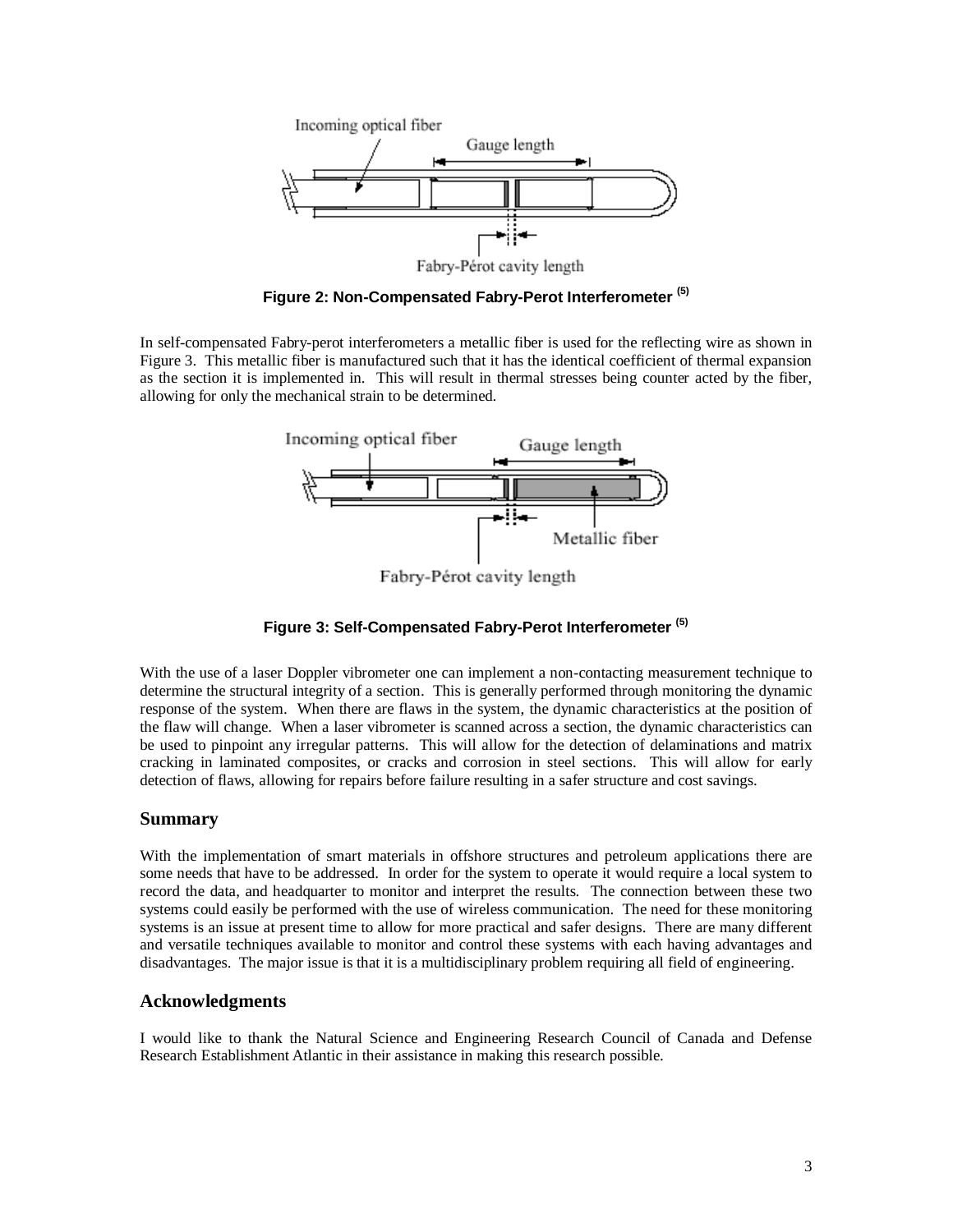Figure 2: Non-Compensated Fabry-Perot Interferometer [5]

In self-compensated Fabry-perot interferometers a metallic fiber is used for the reflecting wire as shown in Figure 3. This metallic fiber is manufactured such that it has the identical coefficient of thermal expansion as the section it is implemented in. This will result in thermal stresses being counter acted by the fiber, allowing for only the mechanical strain to be determined.

Figure 3: Self-Compensated Fabry-Perot Interferometer [5]

With the use of a laser Doppler vibrometer one can implement a non-contacting measurement technique to determine the structural integrity of a section. This is generally performed through monitoring the dynamic response of the system. When there are flaws in the system, the dynamic characteristics at the position of the flaw will change. When a laser vibrometer is scanned across a section, the dynamic characteristics can be used to pinpoint any irregular patterns. This will allow for the detection of delaminations and matrix cracking in laminated composites, or cracks and corrosion in steel sections. This will allow for early detection of flaws, allowing for repairs before failure resulting in a safer structure and cost savings.

## Summary

With the implementation of smart materials in offshore structures and petroleum applications there are some needs that have to be addressed. In order for the system to operate it would require a local system to record the data, and headquarter to monitor and interpret the results. The connection between these two systems could easily be performed with the use of wireless communication. The need for these monitoring systems is an issue at present time to allow for more practical and safer designs. There are many different and versatile techniques available to monitor and control these systems with each having advantages and disadvantages. The major issue is that it is a multidisciplinary problem requiring all field of engineering.

## Acknowledgments

I would like to thank the Natural Science and Engineering Research Council of Canada and Defense Research Establishment Atlantic in their assistance in making this research possible.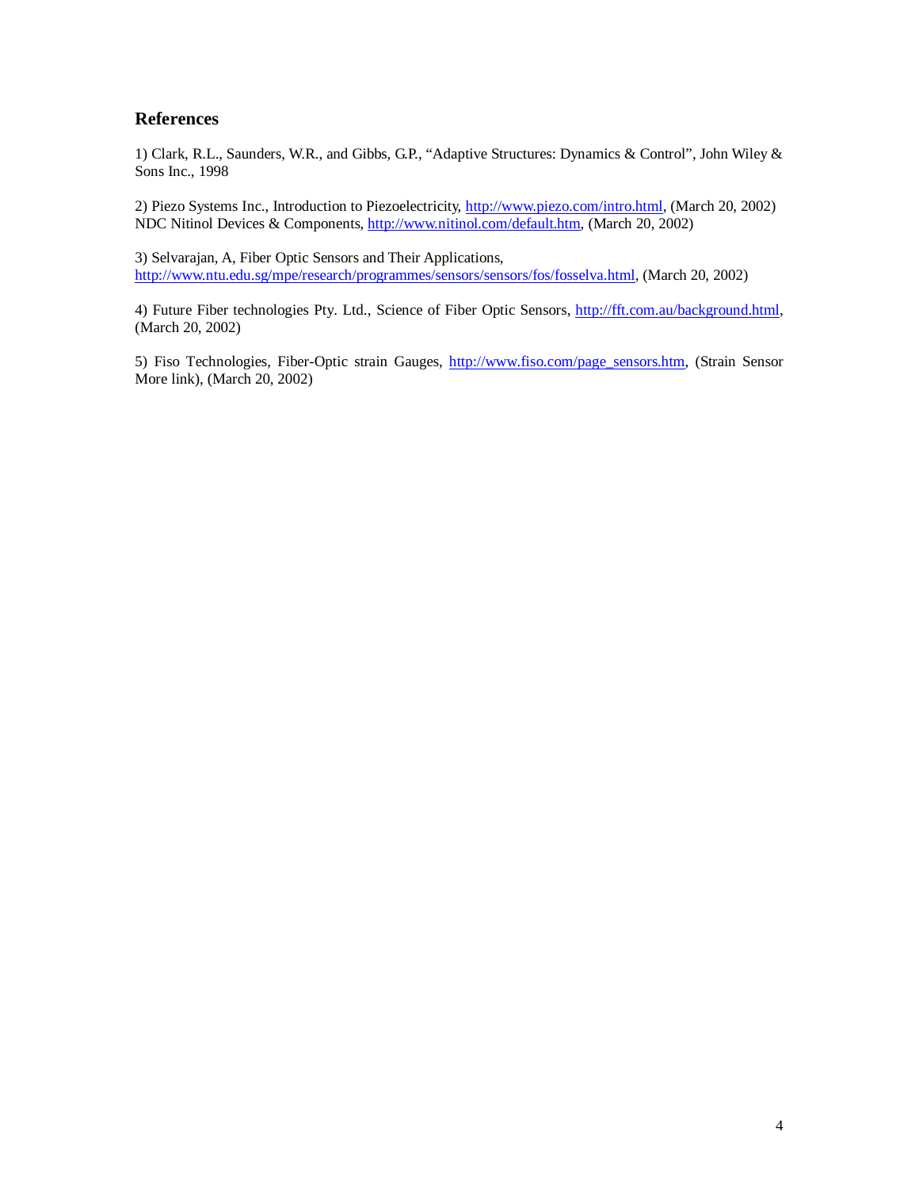## References

1) Clark, R.L., Saunders, W.R., and Gibbs, G.P., "Adaptive Structures: Dynamics & Control", John Wiley & Sons Inc., 1998

2) Piezo Systems Inc., Introduction to Piezoelectricity, http://www.piezo.com/intro.html, (March 20, 2002)
NDC Nitinol Devices & Components, http://www.nitinol.com/default.htm, (March 20, 2002)

3) Selvarajan, A, Fiber Optic Sensors and Their Applications, http://www.ntu.edu.sg/mpe/research/programmes/sensors/sensors/fos/fosselva.html, (March 20, 2002)

4) Future Fiber technologies Pty. Ltd., Science of Fiber Optic Sensors, http://fft.com.au/background.html, (March 20, 2002)

5) Fiso Technologies, Fiber-Optic strain Gauges, http://www.fiso.com/page_sensors.htm, (Strain Sensor More link), (March 20, 2002)